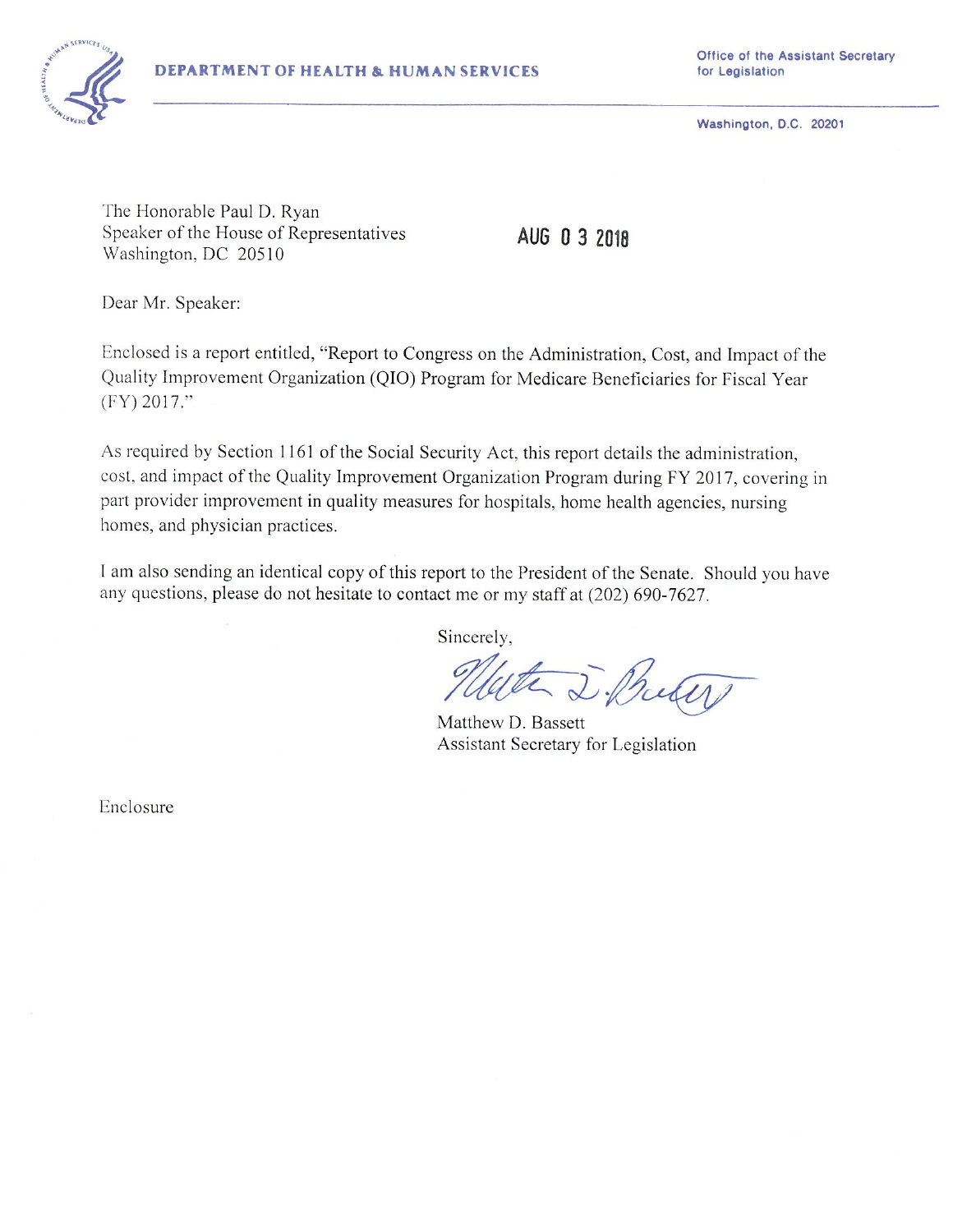DEPARTMENT OF HEALTH & HUMAN SERVICES

Office of the Assistant Secretary
for Legislation

Washington, D.C. 20201

The Honorable Paul D. Ryan
Speaker of the House of Representatives
Washington, DC 20510

AUG 03 2018

Dear Mr. Speaker:

Enclosed is a report entitled, "Report to Congress on the Administration, Cost, and Impact of the Quality Improvement Organization (QIO) Program for Medicare Beneficiaries for Fiscal Year (FY) 2017."

As required by Section 1161 of the Social Security Act, this report details the administration, cost, and impact of the Quality Improvement Organization Program during FY 2017, covering in part provider improvement in quality measures for hospitals, home health agencies, nursing homes, and physician practices.

I am also sending an identical copy of this report to the President of the Senate. Should you have any questions, please do not hesitate to contact me or my staff at (202) 690-7627.

Sincerely,

Matthew D. Bassett
Assistant Secretary for Legislation

Enclosure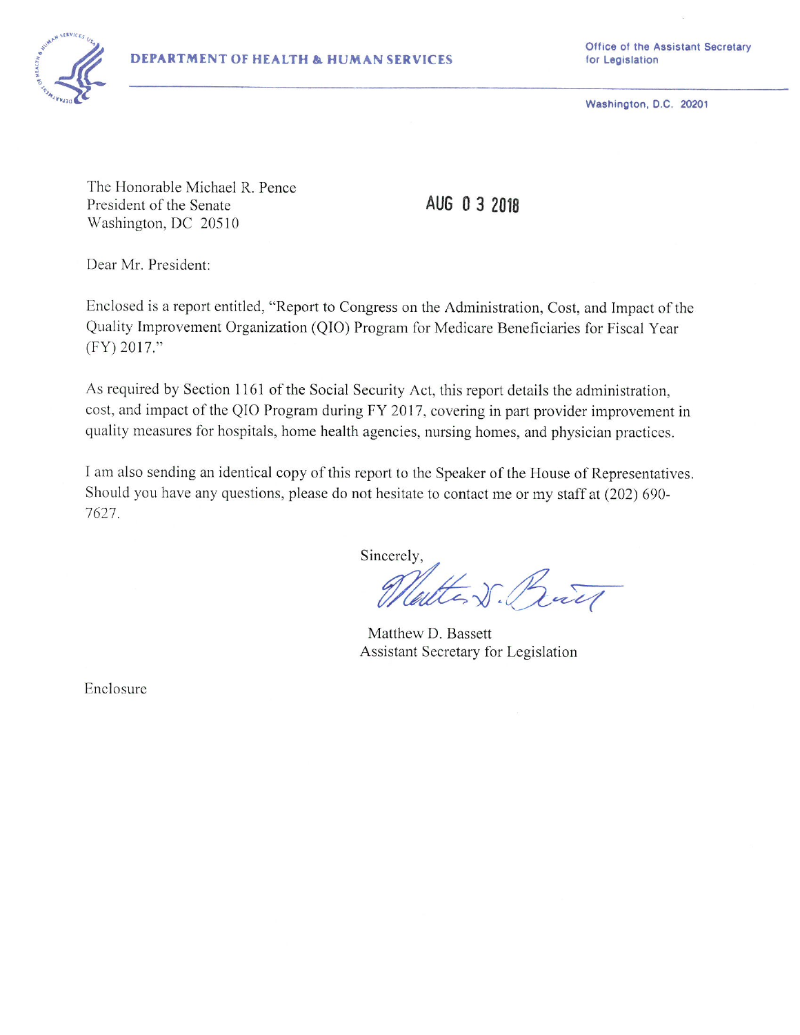**DEPARTMENT OF HEALTH & HUMAN SERVICES**

Office of the Assistant Secretary
for Legislation

Washington, D.C. 20201

The Honorable Michael R. Pence
President of the Senate
Washington, DC 20510

AUG 03 2018

Dear Mr. President:

Enclosed is a report entitled, "Report to Congress on the Administration, Cost, and Impact of the Quality Improvement Organization (QIO) Program for Medicare Beneficiaries for Fiscal Year (FY) 2017."

As required by Section 1161 of the Social Security Act, this report details the administration, cost, and impact of the QIO Program during FY 2017, covering in part provider improvement in quality measures for hospitals, home health agencies, nursing homes, and physician practices.

I am also sending an identical copy of this report to the Speaker of the House of Representatives. Should you have any questions, please do not hesitate to contact me or my staff at (202) 690-7627.

Sincerely,

Matthew D. Bassett
Assistant Secretary for Legislation

Enclosure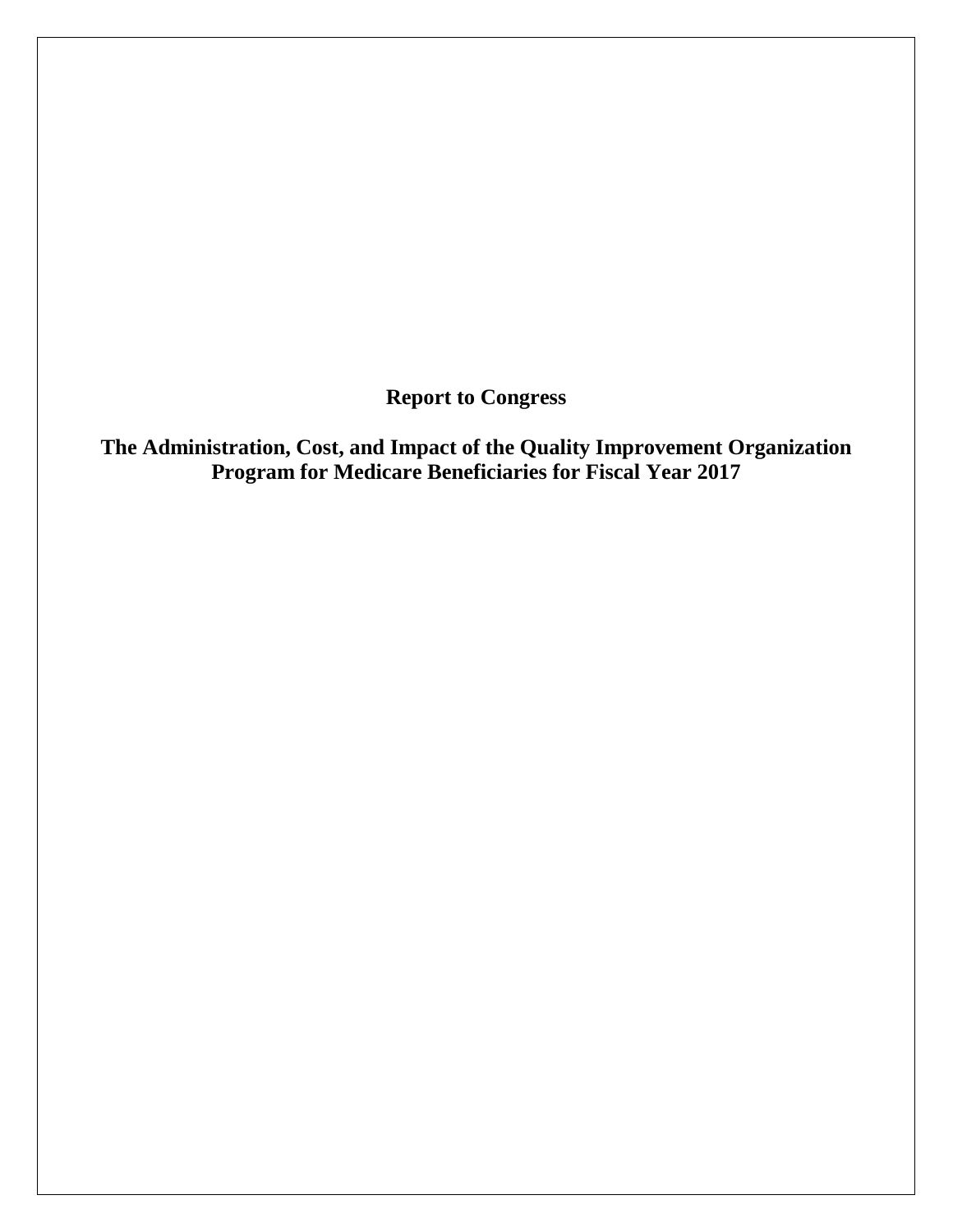**Report to Congress**

**The Administration, Cost, and Impact of the Quality Improvement Organization Program for Medicare Beneficiaries for Fiscal Year 2017**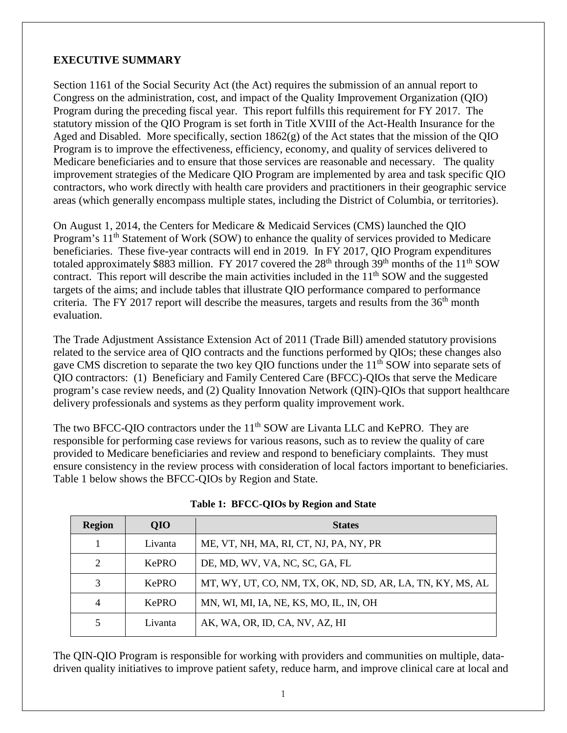## EXECUTIVE SUMMARY

Section 1161 of the Social Security Act (the Act) requires the submission of an annual report to Congress on the administration, cost, and impact of the Quality Improvement Organization (QIO) Program during the preceding fiscal year. This report fulfills this requirement for FY 2017. The statutory mission of the QIO Program is set forth in Title XVIII of the Act-Health Insurance for the Aged and Disabled. More specifically, section 1862(g) of the Act states that the mission of the QIO Program is to improve the effectiveness, efficiency, economy, and quality of services delivered to Medicare beneficiaries and to ensure that those services are reasonable and necessary. The quality improvement strategies of the Medicare QIO Program are implemented by area and task specific QIO contractors, who work directly with health care providers and practitioners in their geographic service areas (which generally encompass multiple states, including the District of Columbia, or territories).

On August 1, 2014, the Centers for Medicare & Medicaid Services (CMS) launched the QIO Program's 11th Statement of Work (SOW) to enhance the quality of services provided to Medicare beneficiaries. These five-year contracts will end in 2019. In FY 2017, QIO Program expenditures totaled approximately $883 million. FY 2017 covered the 28th through 39th months of the 11th SOW contract. This report will describe the main activities included in the 11th SOW and the suggested targets of the aims; and include tables that illustrate QIO performance compared to performance criteria. The FY 2017 report will describe the measures, targets and results from the 36th month evaluation.

The Trade Adjustment Assistance Extension Act of 2011 (Trade Bill) amended statutory provisions related to the service area of QIO contracts and the functions performed by QIOs; these changes also gave CMS discretion to separate the two key QIO functions under the 11th SOW into separate sets of QIO contractors: (1) Beneficiary and Family Centered Care (BFCC)-QIOs that serve the Medicare program's case review needs, and (2) Quality Innovation Network (QIN)-QIOs that support healthcare delivery professionals and systems as they perform quality improvement work.

The two BFCC-QIO contractors under the 11th SOW are Livanta LLC and KePRO. They are responsible for performing case reviews for various reasons, such as to review the quality of care provided to Medicare beneficiaries and review and respond to beneficiary complaints. They must ensure consistency in the review process with consideration of local factors important to beneficiaries. Table 1 below shows the BFCC-QIOs by Region and State.

**Table 1: BFCC-QIOs by Region and State**

| Region | QIO | States |
|---|---|---|
| 1 | Livanta | ME, VT, NH, MA, RI, CT, NJ, PA, NY, PR |
| 2 | KePRO | DE, MD, WV, VA, NC, SC, GA, FL |
| 3 | KePRO | MT, WY, UT, CO, NM, TX, OK, ND, SD, AR, LA, TN, KY, MS, AL |
| 4 | KePRO | MN, WI, MI, IA, NE, KS, MO, IL, IN, OH |
| 5 | Livanta | AK, WA, OR, ID, CA, NV, AZ, HI |

The QIN-QIO Program is responsible for working with providers and communities on multiple, data-driven quality initiatives to improve patient safety, reduce harm, and improve clinical care at local and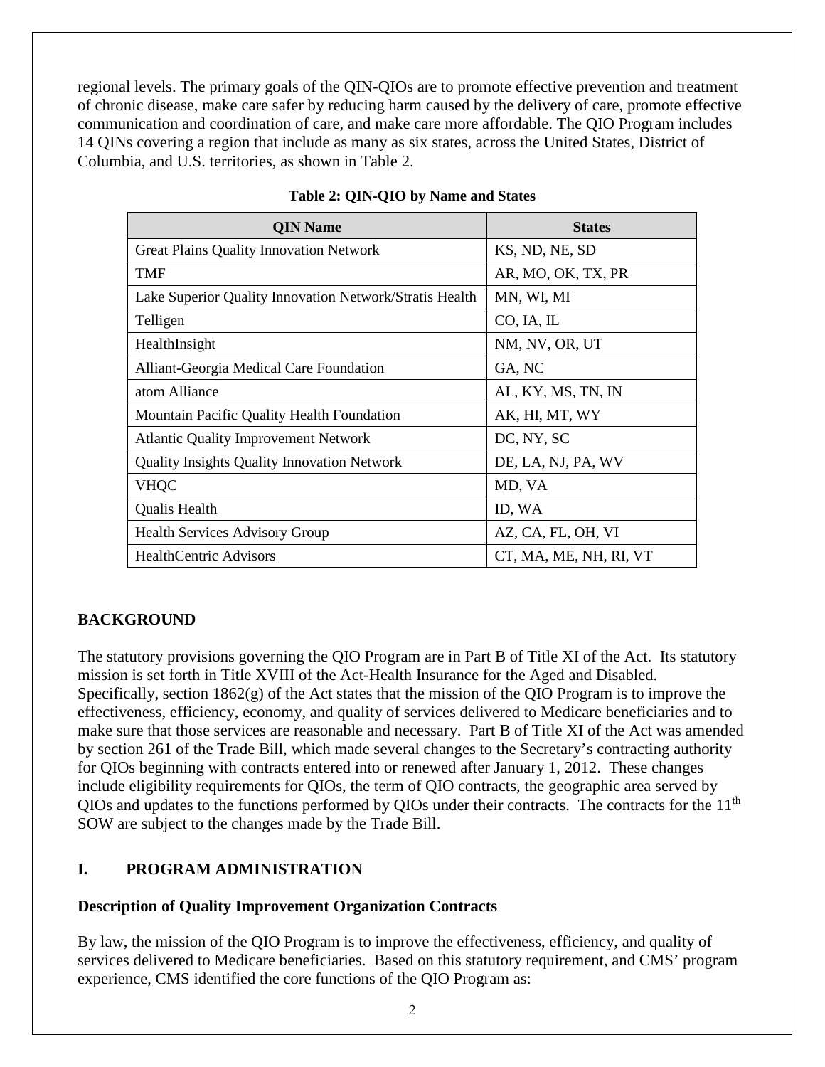regional levels. The primary goals of the QIN-QIOs are to promote effective prevention and treatment of chronic disease, make care safer by reducing harm caused by the delivery of care, promote effective communication and coordination of care, and make care more affordable. The QIO Program includes 14 QINs covering a region that include as many as six states, across the United States, District of Columbia, and U.S. territories, as shown in Table 2.

**Table 2: QIN-QIO by Name and States**

| QIN Name | States |
|---|---|
| Great Plains Quality Innovation Network | KS, ND, NE, SD |
| TMF | AR, MO, OK, TX, PR |
| Lake Superior Quality Innovation Network/Stratis Health | MN, WI, MI |
| Telligen | CO, IA, IL |
| HealthInsight | NM, NV, OR, UT |
| Alliant-Georgia Medical Care Foundation | GA, NC |
| atom Alliance | AL, KY, MS, TN, IN |
| Mountain Pacific Quality Health Foundation | AK, HI, MT, WY |
| Atlantic Quality Improvement Network | DC, NY, SC |
| Quality Insights Quality Innovation Network | DE, LA, NJ, PA, WV |
| VHQC | MD, VA |
| Qualis Health | ID, WA |
| Health Services Advisory Group | AZ, CA, FL, OH, VI |
| HealthCentric Advisors | CT, MA, ME, NH, RI, VT |

## BACKGROUND

The statutory provisions governing the QIO Program are in Part B of Title XI of the Act. Its statutory mission is set forth in Title XVIII of the Act-Health Insurance for the Aged and Disabled. Specifically, section 1862(g) of the Act states that the mission of the QIO Program is to improve the effectiveness, efficiency, economy, and quality of services delivered to Medicare beneficiaries and to make sure that those services are reasonable and necessary. Part B of Title XI of the Act was amended by section 261 of the Trade Bill, which made several changes to the Secretary's contracting authority for QIOs beginning with contracts entered into or renewed after January 1, 2012. These changes include eligibility requirements for QIOs, the term of QIO contracts, the geographic area served by QIOs and updates to the functions performed by QIOs under their contracts. The contracts for the 11th SOW are subject to the changes made by the Trade Bill.

## I. PROGRAM ADMINISTRATION

### Description of Quality Improvement Organization Contracts

By law, the mission of the QIO Program is to improve the effectiveness, efficiency, and quality of services delivered to Medicare beneficiaries. Based on this statutory requirement, and CMS' program experience, CMS identified the core functions of the QIO Program as: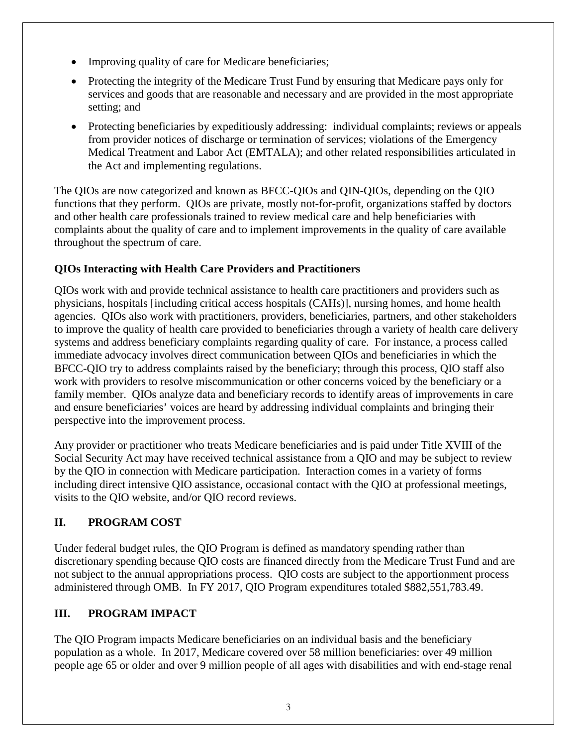- Improving quality of care for Medicare beneficiaries;
- Protecting the integrity of the Medicare Trust Fund by ensuring that Medicare pays only for services and goods that are reasonable and necessary and are provided in the most appropriate setting; and
- Protecting beneficiaries by expeditiously addressing: individual complaints; reviews or appeals from provider notices of discharge or termination of services; violations of the Emergency Medical Treatment and Labor Act (EMTALA); and other related responsibilities articulated in the Act and implementing regulations.

The QIOs are now categorized and known as BFCC-QIOs and QIN-QIOs, depending on the QIO functions that they perform. QIOs are private, mostly not-for-profit, organizations staffed by doctors and other health care professionals trained to review medical care and help beneficiaries with complaints about the quality of care and to implement improvements in the quality of care available throughout the spectrum of care.

**QIOs Interacting with Health Care Providers and Practitioners**

QIOs work with and provide technical assistance to health care practitioners and providers such as physicians, hospitals [including critical access hospitals (CAHs)], nursing homes, and home health agencies. QIOs also work with practitioners, providers, beneficiaries, partners, and other stakeholders to improve the quality of health care provided to beneficiaries through a variety of health care delivery systems and address beneficiary complaints regarding quality of care. For instance, a process called immediate advocacy involves direct communication between QIOs and beneficiaries in which the BFCC-QIO try to address complaints raised by the beneficiary; through this process, QIO staff also work with providers to resolve miscommunication or other concerns voiced by the beneficiary or a family member. QIOs analyze data and beneficiary records to identify areas of improvements in care and ensure beneficiaries' voices are heard by addressing individual complaints and bringing their perspective into the improvement process.

Any provider or practitioner who treats Medicare beneficiaries and is paid under Title XVIII of the Social Security Act may have received technical assistance from a QIO and may be subject to review by the QIO in connection with Medicare participation. Interaction comes in a variety of forms including direct intensive QIO assistance, occasional contact with the QIO at professional meetings, visits to the QIO website, and/or QIO record reviews.

## II. PROGRAM COST

Under federal budget rules, the QIO Program is defined as mandatory spending rather than discretionary spending because QIO costs are financed directly from the Medicare Trust Fund and are not subject to the annual appropriations process. QIO costs are subject to the apportionment process administered through OMB. In FY 2017, QIO Program expenditures totaled $882,551,783.49.

## III. PROGRAM IMPACT

The QIO Program impacts Medicare beneficiaries on an individual basis and the beneficiary population as a whole. In 2017, Medicare covered over 58 million beneficiaries: over 49 million people age 65 or older and over 9 million people of all ages with disabilities and with end-stage renal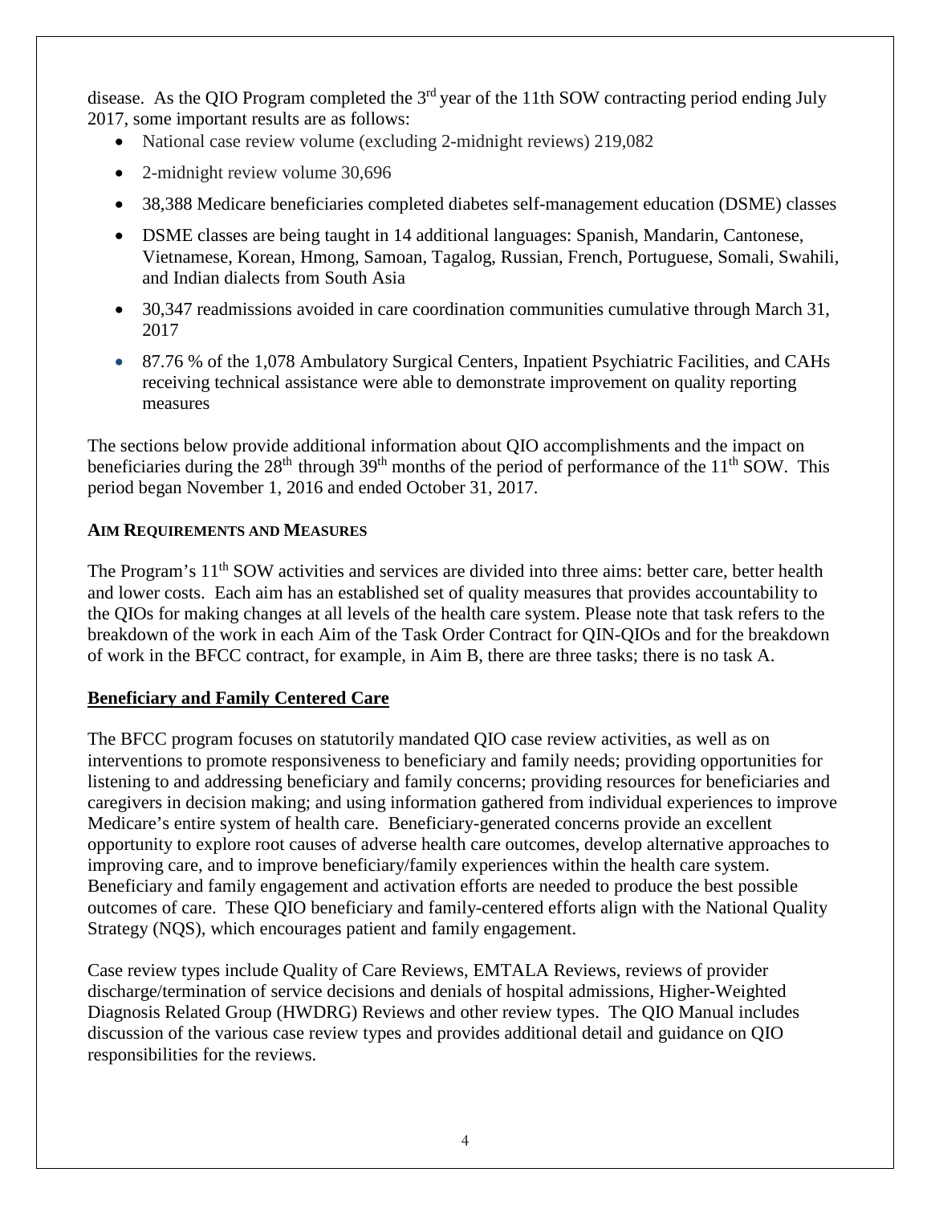disease. As the QIO Program completed the 3rd year of the 11th SOW contracting period ending July 2017, some important results are as follows:

- National case review volume (excluding 2-midnight reviews) 219,082
- 2-midnight review volume 30,696
- 38,388 Medicare beneficiaries completed diabetes self-management education (DSME) classes
- DSME classes are being taught in 14 additional languages: Spanish, Mandarin, Cantonese, Vietnamese, Korean, Hmong, Samoan, Tagalog, Russian, French, Portuguese, Somali, Swahili, and Indian dialects from South Asia
- 30,347 readmissions avoided in care coordination communities cumulative through March 31, 2017
- 87.76 % of the 1,078 Ambulatory Surgical Centers, Inpatient Psychiatric Facilities, and CAHs receiving technical assistance were able to demonstrate improvement on quality reporting measures

The sections below provide additional information about QIO accomplishments and the impact on beneficiaries during the 28th through 39th months of the period of performance of the 11th SOW. This period began November 1, 2016 and ended October 31, 2017.

## AIM REQUIREMENTS AND MEASURES

The Program's 11th SOW activities and services are divided into three aims: better care, better health and lower costs. Each aim has an established set of quality measures that provides accountability to the QIOs for making changes at all levels of the health care system. Please note that task refers to the breakdown of the work in each Aim of the Task Order Contract for QIN-QIOs and for the breakdown of work in the BFCC contract, for example, in Aim B, there are three tasks; there is no task A.

### Beneficiary and Family Centered Care

The BFCC program focuses on statutorily mandated QIO case review activities, as well as on interventions to promote responsiveness to beneficiary and family needs; providing opportunities for listening to and addressing beneficiary and family concerns; providing resources for beneficiaries and caregivers in decision making; and using information gathered from individual experiences to improve Medicare's entire system of health care. Beneficiary-generated concerns provide an excellent opportunity to explore root causes of adverse health care outcomes, develop alternative approaches to improving care, and to improve beneficiary/family experiences within the health care system. Beneficiary and family engagement and activation efforts are needed to produce the best possible outcomes of care. These QIO beneficiary and family-centered efforts align with the National Quality Strategy (NQS), which encourages patient and family engagement.

Case review types include Quality of Care Reviews, EMTALA Reviews, reviews of provider discharge/termination of service decisions and denials of hospital admissions, Higher-Weighted Diagnosis Related Group (HWDRG) Reviews and other review types. The QIO Manual includes discussion of the various case review types and provides additional detail and guidance on QIO responsibilities for the reviews.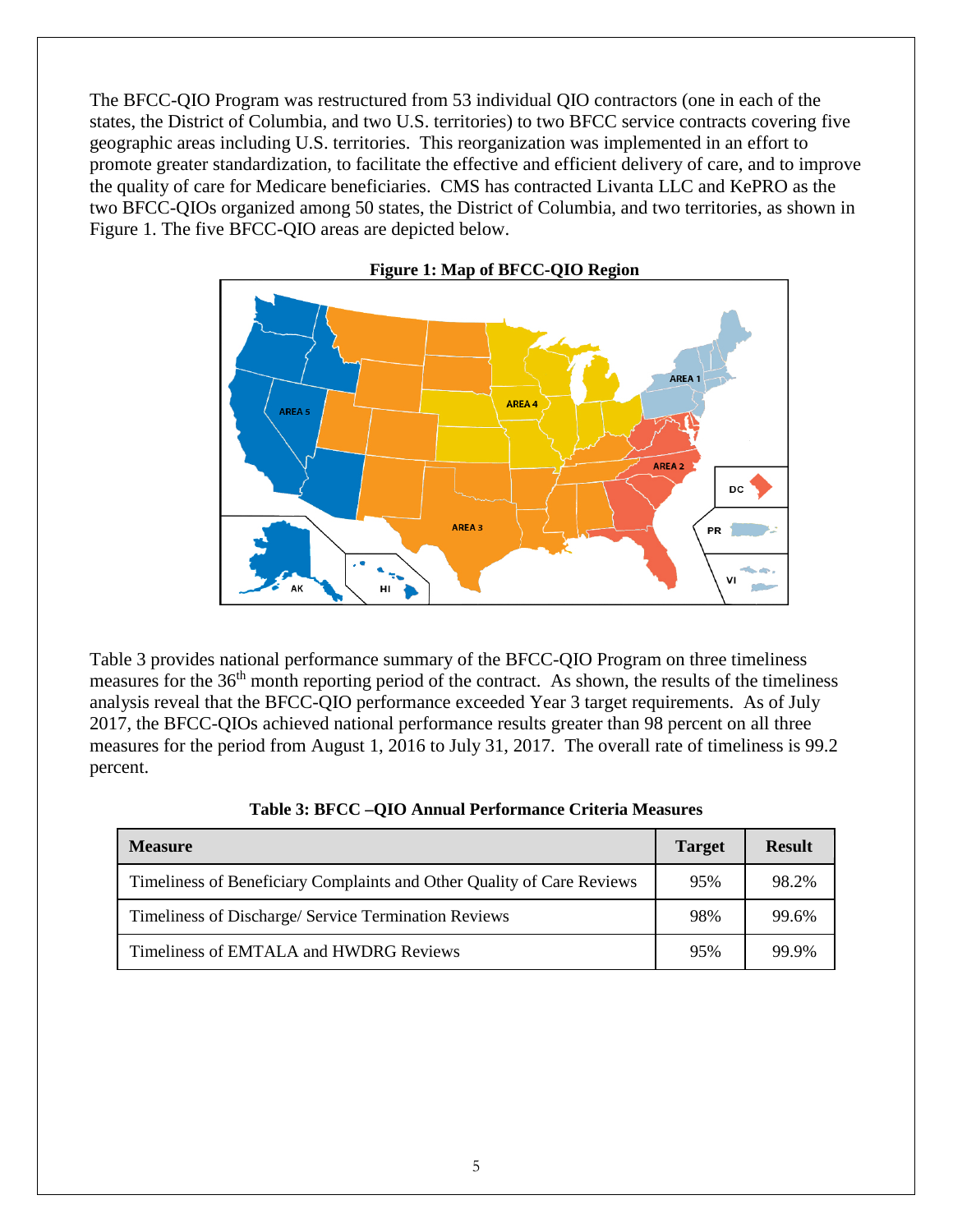The BFCC-QIO Program was restructured from 53 individual QIO contractors (one in each of the states, the District of Columbia, and two U.S. territories) to two BFCC service contracts covering five geographic areas including U.S. territories. This reorganization was implemented in an effort to promote greater standardization, to facilitate the effective and efficient delivery of care, and to improve the quality of care for Medicare beneficiaries. CMS has contracted Livanta LLC and KePRO as the two BFCC-QIOs organized among 50 states, the District of Columbia, and two territories, as shown in Figure 1. The five BFCC-QIO areas are depicted below.

**Figure 1: Map of BFCC-QIO Region**

Table 3 provides national performance summary of the BFCC-QIO Program on three timeliness measures for the 36th month reporting period of the contract. As shown, the results of the timeliness analysis reveal that the BFCC-QIO performance exceeded Year 3 target requirements. As of July 2017, the BFCC-QIOs achieved national performance results greater than 98 percent on all three measures for the period from August 1, 2016 to July 31, 2017. The overall rate of timeliness is 99.2 percent.

**Table 3: BFCC –QIO Annual Performance Criteria Measures**

| Measure | Target | Result |
|---|---|---|
| Timeliness of Beneficiary Complaints and Other Quality of Care Reviews | 95% | 98.2% |
| Timeliness of Discharge/ Service Termination Reviews | 98% | 99.6% |
| Timeliness of EMTALA and HWDRG Reviews | 95% | 99.9% |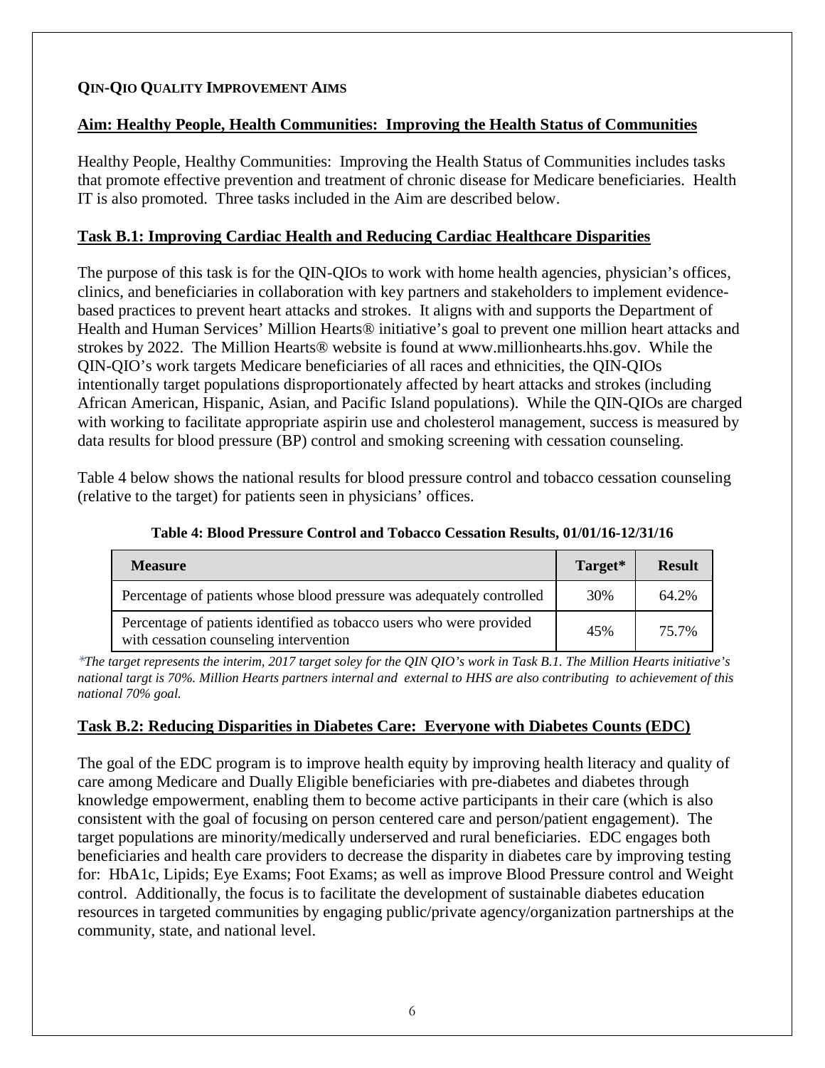**QIN-QIO QUALITY IMPROVEMENT AIMS**

## Aim: Healthy People, Health Communities: Improving the Health Status of Communities

Healthy People, Healthy Communities: Improving the Health Status of Communities includes tasks that promote effective prevention and treatment of chronic disease for Medicare beneficiaries. Health IT is also promoted. Three tasks included in the Aim are described below.

### Task B.1: Improving Cardiac Health and Reducing Cardiac Healthcare Disparities

The purpose of this task is for the QIN-QIOs to work with home health agencies, physician's offices, clinics, and beneficiaries in collaboration with key partners and stakeholders to implement evidence-based practices to prevent heart attacks and strokes. It aligns with and supports the Department of Health and Human Services' Million Hearts® initiative's goal to prevent one million heart attacks and strokes by 2022. The Million Hearts® website is found at www.millionhearts.hhs.gov. While the QIN-QIO's work targets Medicare beneficiaries of all races and ethnicities, the QIN-QIOs intentionally target populations disproportionately affected by heart attacks and strokes (including African American, Hispanic, Asian, and Pacific Island populations). While the QIN-QIOs are charged with working to facilitate appropriate aspirin use and cholesterol management, success is measured by data results for blood pressure (BP) control and smoking screening with cessation counseling.

Table 4 below shows the national results for blood pressure control and tobacco cessation counseling (relative to the target) for patients seen in physicians' offices.

**Table 4: Blood Pressure Control and Tobacco Cessation Results, 01/01/16-12/31/16**

| Measure | Target* | Result |
|---|---|---|
| Percentage of patients whose blood pressure was adequately controlled | 30% | 64.2% |
| Percentage of patients identified as tobacco users who were provided with cessation counseling intervention | 45% | 75.7% |

*\*The target represents the interim, 2017 target soley for the QIN QIO's work in Task B.1. The Million Hearts initiative's national targt is 70%. Million Hearts partners internal and external to HHS are also contributing to achievement of this national 70% goal.*

### Task B.2: Reducing Disparities in Diabetes Care: Everyone with Diabetes Counts (EDC)

The goal of the EDC program is to improve health equity by improving health literacy and quality of care among Medicare and Dually Eligible beneficiaries with pre-diabetes and diabetes through knowledge empowerment, enabling them to become active participants in their care (which is also consistent with the goal of focusing on person centered care and person/patient engagement). The target populations are minority/medically underserved and rural beneficiaries. EDC engages both beneficiaries and health care providers to decrease the disparity in diabetes care by improving testing for: HbA1c, Lipids; Eye Exams; Foot Exams; as well as improve Blood Pressure control and Weight control. Additionally, the focus is to facilitate the development of sustainable diabetes education resources in targeted communities by engaging public/private agency/organization partnerships at the community, state, and national level.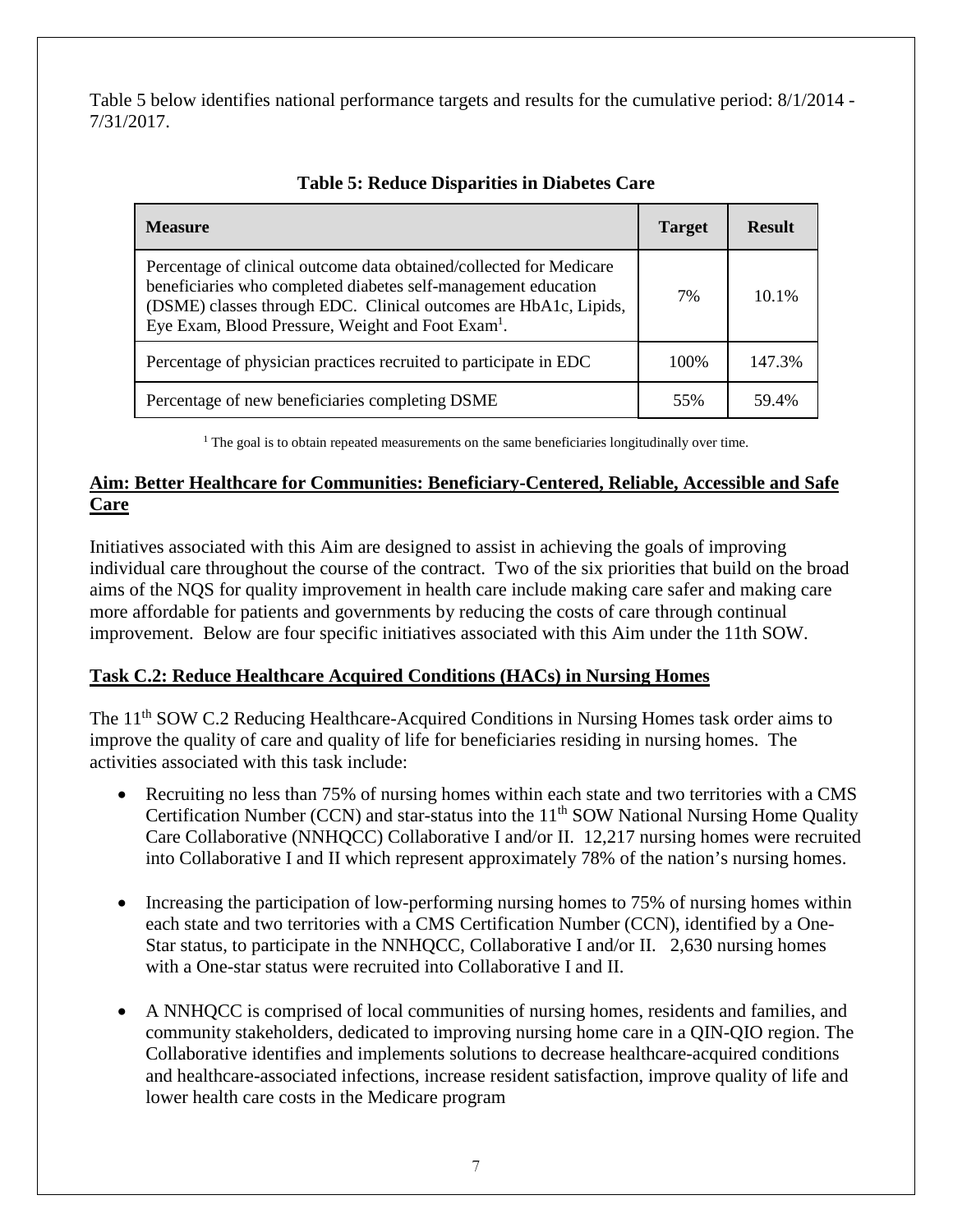Table 5 below identifies national performance targets and results for the cumulative period: 8/1/2014 - 7/31/2017.

**Table 5: Reduce Disparities in Diabetes Care**

| Measure | Target | Result |
|---|---|---|
| Percentage of clinical outcome data obtained/collected for Medicare beneficiaries who completed diabetes self-management education (DSME) classes through EDC. Clinical outcomes are HbA1c, Lipids, Eye Exam, Blood Pressure, Weight and Foot Exam[1]. | 7% | 10.1% |
| Percentage of physician practices recruited to participate in EDC | 100% | 147.3% |
| Percentage of new beneficiaries completing DSME | 55% | 59.4% |

[1] The goal is to obtain repeated measurements on the same beneficiaries longitudinally over time.

## Aim: Better Healthcare for Communities: Beneficiary-Centered, Reliable, Accessible and Safe Care

Initiatives associated with this Aim are designed to assist in achieving the goals of improving individual care throughout the course of the contract. Two of the six priorities that build on the broad aims of the NQS for quality improvement in health care include making care safer and making care more affordable for patients and governments by reducing the costs of care through continual improvement. Below are four specific initiatives associated with this Aim under the 11th SOW.

## Task C.2: Reduce Healthcare Acquired Conditions (HACs) in Nursing Homes

The 11th SOW C.2 Reducing Healthcare-Acquired Conditions in Nursing Homes task order aims to improve the quality of care and quality of life for beneficiaries residing in nursing homes. The activities associated with this task include:

- Recruiting no less than 75% of nursing homes within each state and two territories with a CMS Certification Number (CCN) and star-status into the 11th SOW National Nursing Home Quality Care Collaborative (NNHQCC) Collaborative I and/or II. 12,217 nursing homes were recruited into Collaborative I and II which represent approximately 78% of the nation's nursing homes.

- Increasing the participation of low-performing nursing homes to 75% of nursing homes within each state and two territories with a CMS Certification Number (CCN), identified by a One-Star status, to participate in the NNHQCC, Collaborative I and/or II. 2,630 nursing homes with a One-star status were recruited into Collaborative I and II.

- A NNHQCC is comprised of local communities of nursing homes, residents and families, and community stakeholders, dedicated to improving nursing home care in a QIN-QIO region. The Collaborative identifies and implements solutions to decrease healthcare-acquired conditions and healthcare-associated infections, increase resident satisfaction, improve quality of life and lower health care costs in the Medicare program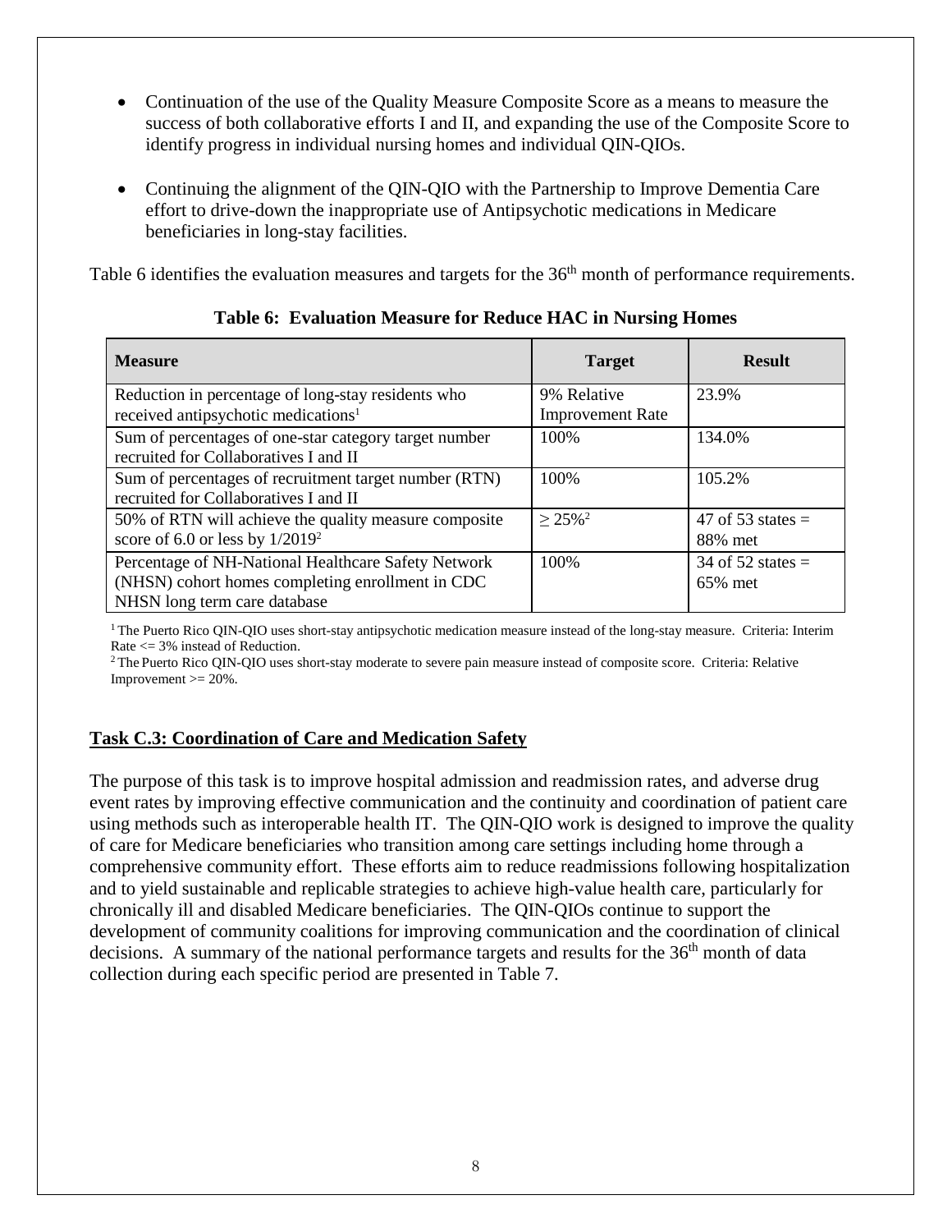- Continuation of the use of the Quality Measure Composite Score as a means to measure the success of both collaborative efforts I and II, and expanding the use of the Composite Score to identify progress in individual nursing homes and individual QIN-QIOs.

- Continuing the alignment of the QIN-QIO with the Partnership to Improve Dementia Care effort to drive-down the inappropriate use of Antipsychotic medications in Medicare beneficiaries in long-stay facilities.

Table 6 identifies the evaluation measures and targets for the 36th month of performance requirements.

**Table 6: Evaluation Measure for Reduce HAC in Nursing Homes**

| Measure | Target | Result |
|---|---|---|
| Reduction in percentage of long-stay residents who received antipsychotic medications[1] | 9% Relative Improvement Rate | 23.9% |
| Sum of percentages of one-star category target number recruited for Collaboratives I and II | 100% | 134.0% |
| Sum of percentages of recruitment target number (RTN) recruited for Collaboratives I and II | 100% | 105.2% |
| 50% of RTN will achieve the quality measure composite score of 6.0 or less by 1/2019[2] | ≥ 25%[2] | 47 of 53 states = 88% met |
| Percentage of NH-National Healthcare Safety Network (NHSN) cohort homes completing enrollment in CDC NHSN long term care database | 100% | 34 of 52 states = 65% met |

[1] The Puerto Rico QIN-QIO uses short-stay antipsychotic medication measure instead of the long-stay measure. Criteria: Interim Rate <= 3% instead of Reduction.

[2] The Puerto Rico QIN-QIO uses short-stay moderate to severe pain measure instead of composite score. Criteria: Relative Improvement >= 20%.

## Task C.3: Coordination of Care and Medication Safety

The purpose of this task is to improve hospital admission and readmission rates, and adverse drug event rates by improving effective communication and the continuity and coordination of patient care using methods such as interoperable health IT. The QIN-QIO work is designed to improve the quality of care for Medicare beneficiaries who transition among care settings including home through a comprehensive community effort. These efforts aim to reduce readmissions following hospitalization and to yield sustainable and replicable strategies to achieve high-value health care, particularly for chronically ill and disabled Medicare beneficiaries. The QIN-QIOs continue to support the development of community coalitions for improving communication and the coordination of clinical decisions. A summary of the national performance targets and results for the 36th month of data collection during each specific period are presented in Table 7.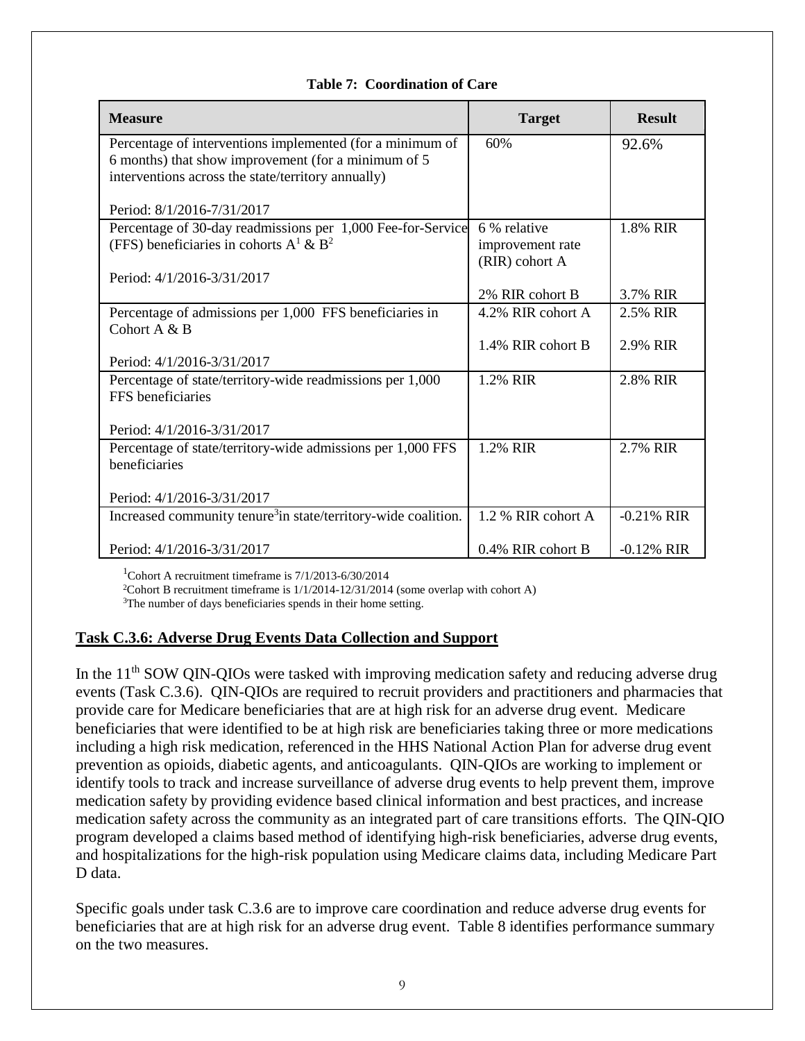**Table 7: Coordination of Care**

| Measure | Target | Result |
|---|---|---|
| Percentage of interventions implemented (for a minimum of 6 months) that show improvement (for a minimum of 5 interventions across the state/territory annually)<br><br>Period: 8/1/2016-7/31/2017 | 60% | 92.6% |
| Percentage of 30-day readmissions per 1,000 Fee-for-Service (FFS) beneficiaries in cohorts A[1] & B[2]<br><br>Period: 4/1/2016-3/31/2017 | 6 % relative improvement rate (RIR) cohort A<br><br>2% RIR cohort B | 1.8% RIR<br><br>3.7% RIR |
| Percentage of admissions per 1,000 FFS beneficiaries in Cohort A & B<br><br>Period: 4/1/2016-3/31/2017 | 4.2% RIR cohort A<br><br>1.4% RIR cohort B | 2.5% RIR<br><br>2.9% RIR |
| Percentage of state/territory-wide readmissions per 1,000 FFS beneficiaries<br><br>Period: 4/1/2016-3/31/2017 | 1.2% RIR | 2.8% RIR |
| Percentage of state/territory-wide admissions per 1,000 FFS beneficiaries<br><br>Period: 4/1/2016-3/31/2017 | 1.2% RIR | 2.7% RIR |
| Increased community tenure[3] in state/territory-wide coalition.<br><br>Period: 4/1/2016-3/31/2017 | 1.2 % RIR cohort A<br><br>0.4% RIR cohort B | -0.21% RIR<br><br>-0.12% RIR |

[1]Cohort A recruitment timeframe is 7/1/2013-6/30/2014
[2]Cohort B recruitment timeframe is 1/1/2014-12/31/2014 (some overlap with cohort A)
[3]The number of days beneficiaries spends in their home setting.

## Task C.3.6: Adverse Drug Events Data Collection and Support

In the 11[th] SOW QIN-QIOs were tasked with improving medication safety and reducing adverse drug events (Task C.3.6). QIN-QIOs are required to recruit providers and practitioners and pharmacies that provide care for Medicare beneficiaries that are at high risk for an adverse drug event. Medicare beneficiaries that were identified to be at high risk are beneficiaries taking three or more medications including a high risk medication, referenced in the HHS National Action Plan for adverse drug event prevention as opioids, diabetic agents, and anticoagulants. QIN-QIOs are working to implement or identify tools to track and increase surveillance of adverse drug events to help prevent them, improve medication safety by providing evidence based clinical information and best practices, and increase medication safety across the community as an integrated part of care transitions efforts. The QIN-QIO program developed a claims based method of identifying high-risk beneficiaries, adverse drug events, and hospitalizations for the high-risk population using Medicare claims data, including Medicare Part D data.

Specific goals under task C.3.6 are to improve care coordination and reduce adverse drug events for beneficiaries that are at high risk for an adverse drug event. Table 8 identifies performance summary on the two measures.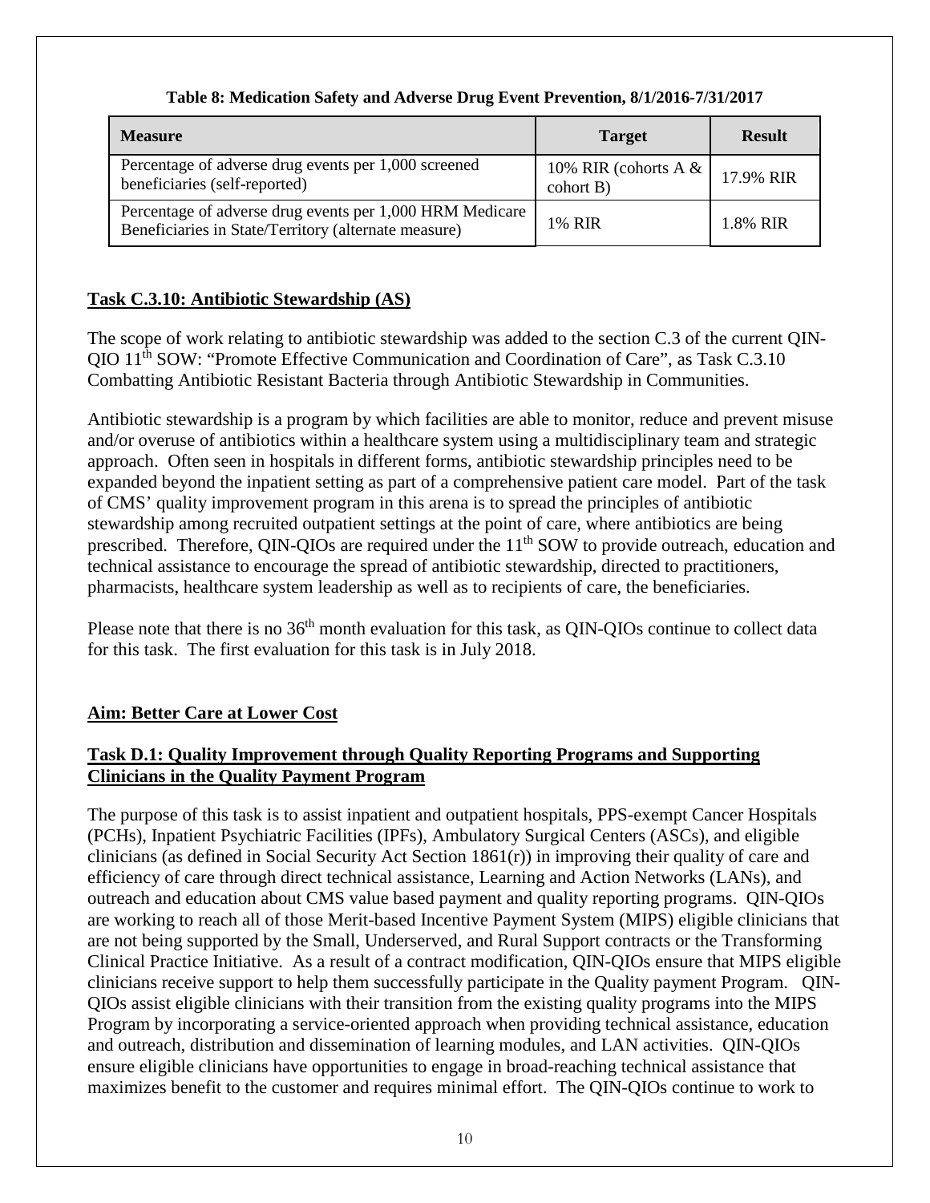**Table 8: Medication Safety and Adverse Drug Event Prevention, 8/1/2016-7/31/2017**

| Measure | Target | Result |
|---|---|---|
| Percentage of adverse drug events per 1,000 screened beneficiaries (self-reported) | 10% RIR (cohorts A & cohort B) | 17.9% RIR |
| Percentage of adverse drug events per 1,000 HRM Medicare Beneficiaries in State/Territory (alternate measure) | 1% RIR | 1.8% RIR |

## Task C.3.10: Antibiotic Stewardship (AS)

The scope of work relating to antibiotic stewardship was added to the section C.3 of the current QIN-QIO 11th SOW: "Promote Effective Communication and Coordination of Care", as Task C.3.10 Combatting Antibiotic Resistant Bacteria through Antibiotic Stewardship in Communities.

Antibiotic stewardship is a program by which facilities are able to monitor, reduce and prevent misuse and/or overuse of antibiotics within a healthcare system using a multidisciplinary team and strategic approach. Often seen in hospitals in different forms, antibiotic stewardship principles need to be expanded beyond the inpatient setting as part of a comprehensive patient care model. Part of the task of CMS' quality improvement program in this arena is to spread the principles of antibiotic stewardship among recruited outpatient settings at the point of care, where antibiotics are being prescribed. Therefore, QIN-QIOs are required under the 11th SOW to provide outreach, education and technical assistance to encourage the spread of antibiotic stewardship, directed to practitioners, pharmacists, healthcare system leadership as well as to recipients of care, the beneficiaries.

Please note that there is no 36th month evaluation for this task, as QIN-QIOs continue to collect data for this task. The first evaluation for this task is in July 2018.

## Aim: Better Care at Lower Cost

## Task D.1: Quality Improvement through Quality Reporting Programs and Supporting Clinicians in the Quality Payment Program

The purpose of this task is to assist inpatient and outpatient hospitals, PPS-exempt Cancer Hospitals (PCHs), Inpatient Psychiatric Facilities (IPFs), Ambulatory Surgical Centers (ASCs), and eligible clinicians (as defined in Social Security Act Section 1861(r)) in improving their quality of care and efficiency of care through direct technical assistance, Learning and Action Networks (LANs), and outreach and education about CMS value based payment and quality reporting programs. QIN-QIOs are working to reach all of those Merit-based Incentive Payment System (MIPS) eligible clinicians that are not being supported by the Small, Underserved, and Rural Support contracts or the Transforming Clinical Practice Initiative. As a result of a contract modification, QIN-QIOs ensure that MIPS eligible clinicians receive support to help them successfully participate in the Quality payment Program. QIN-QIOs assist eligible clinicians with their transition from the existing quality programs into the MIPS Program by incorporating a service-oriented approach when providing technical assistance, education and outreach, distribution and dissemination of learning modules, and LAN activities. QIN-QIOs ensure eligible clinicians have opportunities to engage in broad-reaching technical assistance that maximizes benefit to the customer and requires minimal effort. The QIN-QIOs continue to work to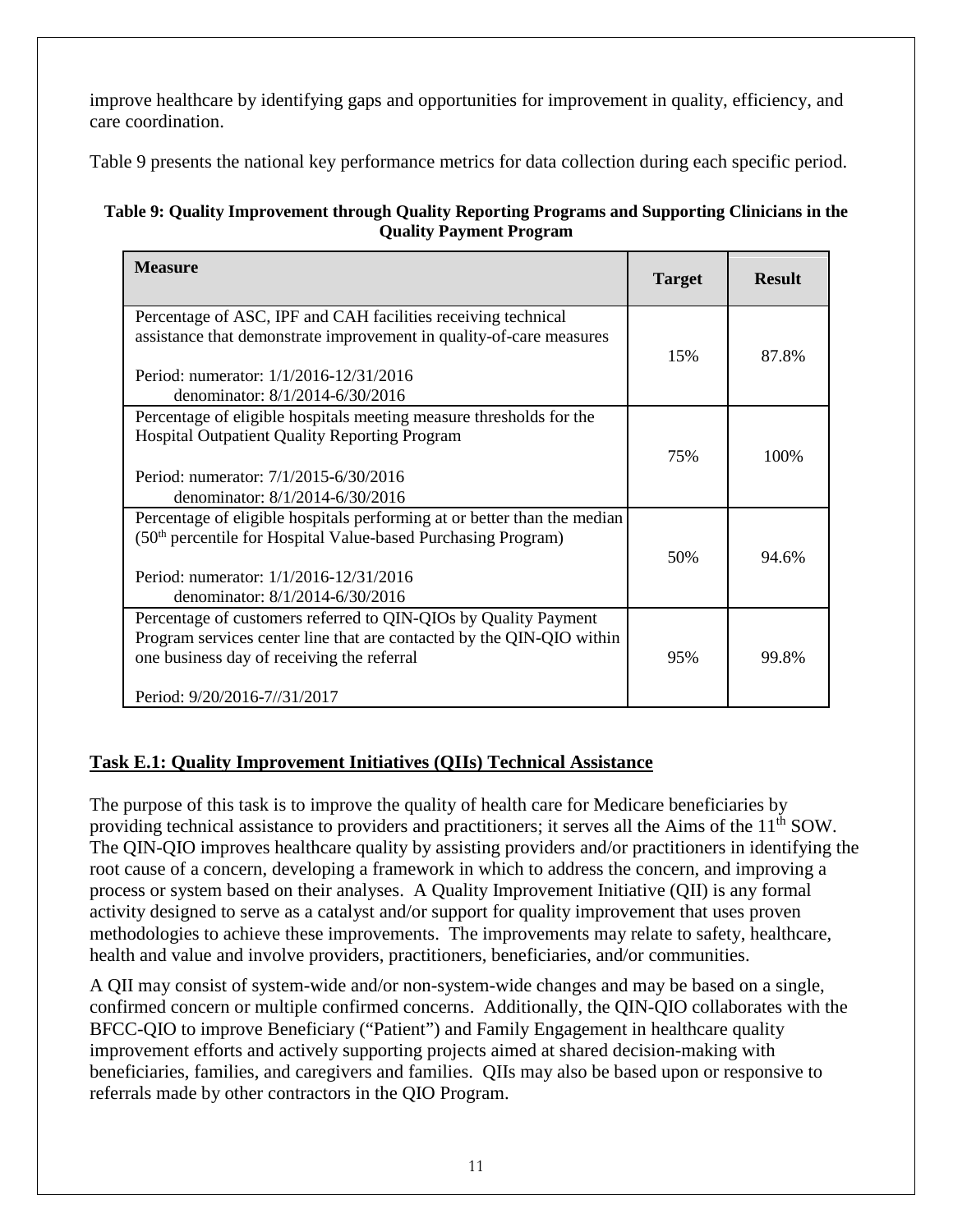improve healthcare by identifying gaps and opportunities for improvement in quality, efficiency, and care coordination.

Table 9 presents the national key performance metrics for data collection during each specific period.

**Table 9: Quality Improvement through Quality Reporting Programs and Supporting Clinicians in the Quality Payment Program**

| Measure | Target | Result |
|---|---|---|
| Percentage of ASC, IPF and CAH facilities receiving technical assistance that demonstrate improvement in quality-of-care measures<br><br>Period: numerator: 1/1/2016-12/31/2016<br>denominator: 8/1/2014-6/30/2016 | 15% | 87.8% |
| Percentage of eligible hospitals meeting measure thresholds for the Hospital Outpatient Quality Reporting Program<br><br>Period: numerator: 7/1/2015-6/30/2016<br>denominator: 8/1/2014-6/30/2016 | 75% | 100% |
| Percentage of eligible hospitals performing at or better than the median (50th percentile for Hospital Value-based Purchasing Program)<br><br>Period: numerator: 1/1/2016-12/31/2016<br>denominator: 8/1/2014-6/30/2016 | 50% | 94.6% |
| Percentage of customers referred to QIN-QIOs by Quality Payment Program services center line that are contacted by the QIN-QIO within one business day of receiving the referral<br><br>Period: 9/20/2016-7//31/2017 | 95% | 99.8% |

## Task E.1: Quality Improvement Initiatives (QIIs) Technical Assistance

The purpose of this task is to improve the quality of health care for Medicare beneficiaries by providing technical assistance to providers and practitioners; it serves all the Aims of the 11th SOW. The QIN-QIO improves healthcare quality by assisting providers and/or practitioners in identifying the root cause of a concern, developing a framework in which to address the concern, and improving a process or system based on their analyses. A Quality Improvement Initiative (QII) is any formal activity designed to serve as a catalyst and/or support for quality improvement that uses proven methodologies to achieve these improvements. The improvements may relate to safety, healthcare, health and value and involve providers, practitioners, beneficiaries, and/or communities.

A QII may consist of system-wide and/or non-system-wide changes and may be based on a single, confirmed concern or multiple confirmed concerns. Additionally, the QIN-QIO collaborates with the BFCC-QIO to improve Beneficiary ("Patient") and Family Engagement in healthcare quality improvement efforts and actively supporting projects aimed at shared decision-making with beneficiaries, families, and caregivers and families. QIIs may also be based upon or responsive to referrals made by other contractors in the QIO Program.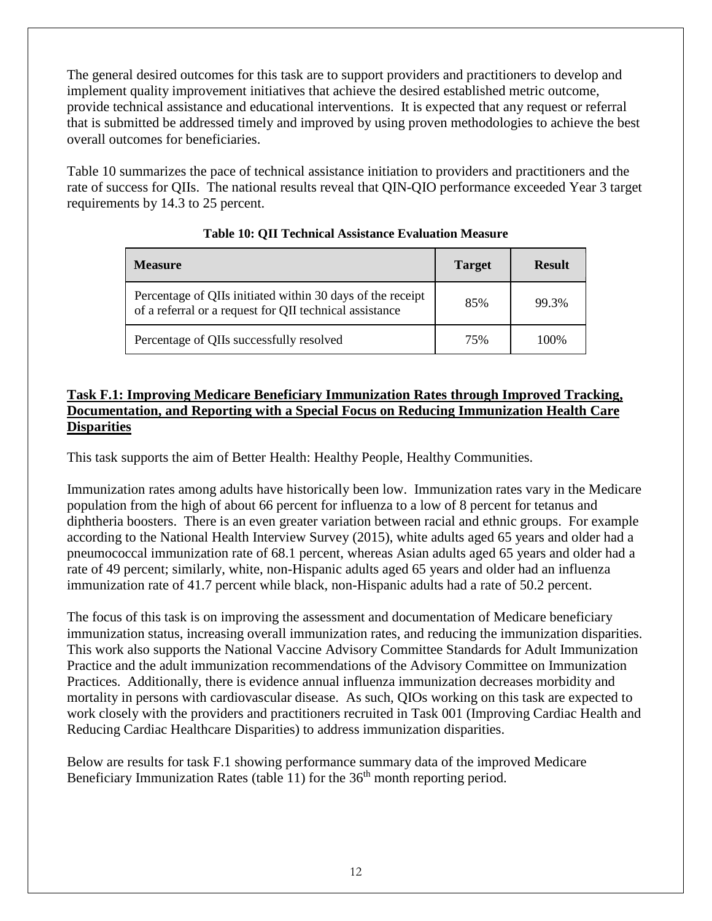The general desired outcomes for this task are to support providers and practitioners to develop and implement quality improvement initiatives that achieve the desired established metric outcome, provide technical assistance and educational interventions. It is expected that any request or referral that is submitted be addressed timely and improved by using proven methodologies to achieve the best overall outcomes for beneficiaries.

Table 10 summarizes the pace of technical assistance initiation to providers and practitioners and the rate of success for QIIs. The national results reveal that QIN-QIO performance exceeded Year 3 target requirements by 14.3 to 25 percent.

**Table 10: QII Technical Assistance Evaluation Measure**

| Measure | Target | Result |
|---|---|---|
| Percentage of QIIs initiated within 30 days of the receipt of a referral or a request for QII technical assistance | 85% | 99.3% |
| Percentage of QIIs successfully resolved | 75% | 100% |

**Task F.1: Improving Medicare Beneficiary Immunization Rates through Improved Tracking, Documentation, and Reporting with a Special Focus on Reducing Immunization Health Care Disparities**

This task supports the aim of Better Health: Healthy People, Healthy Communities.

Immunization rates among adults have historically been low. Immunization rates vary in the Medicare population from the high of about 66 percent for influenza to a low of 8 percent for tetanus and diphtheria boosters. There is an even greater variation between racial and ethnic groups. For example according to the National Health Interview Survey (2015), white adults aged 65 years and older had a pneumococcal immunization rate of 68.1 percent, whereas Asian adults aged 65 years and older had a rate of 49 percent; similarly, white, non-Hispanic adults aged 65 years and older had an influenza immunization rate of 41.7 percent while black, non-Hispanic adults had a rate of 50.2 percent.

The focus of this task is on improving the assessment and documentation of Medicare beneficiary immunization status, increasing overall immunization rates, and reducing the immunization disparities. This work also supports the National Vaccine Advisory Committee Standards for Adult Immunization Practice and the adult immunization recommendations of the Advisory Committee on Immunization Practices. Additionally, there is evidence annual influenza immunization decreases morbidity and mortality in persons with cardiovascular disease. As such, QIOs working on this task are expected to work closely with the providers and practitioners recruited in Task 001 (Improving Cardiac Health and Reducing Cardiac Healthcare Disparities) to address immunization disparities.

Below are results for task F.1 showing performance summary data of the improved Medicare Beneficiary Immunization Rates (table 11) for the 36th month reporting period.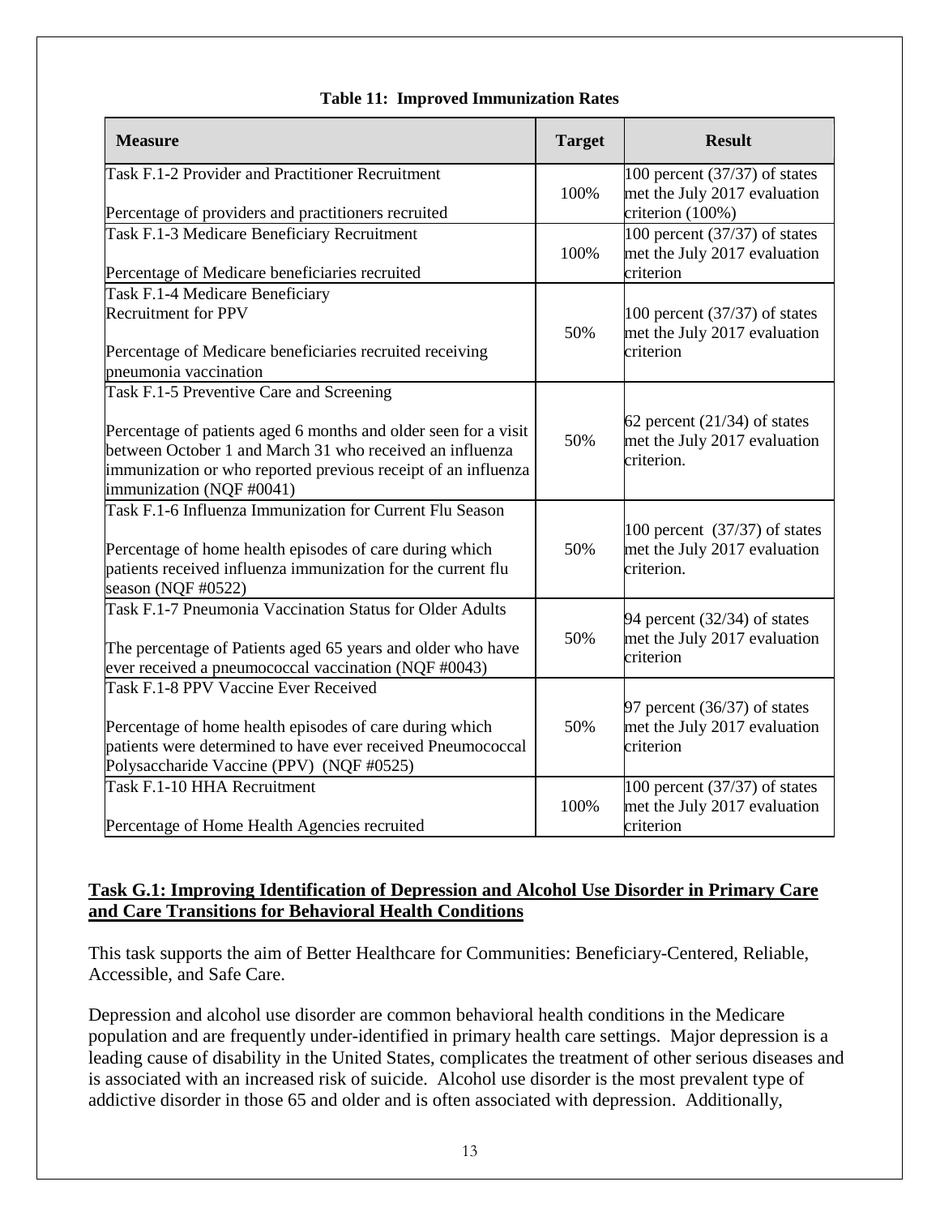**Table 11: Improved Immunization Rates**

| Measure | Target | Result |
|---|---|---|
| Task F.1-2 Provider and Practitioner Recruitment<br><br>Percentage of providers and practitioners recruited | 100% | 100 percent (37/37) of states met the July 2017 evaluation criterion (100%) |
| Task F.1-3 Medicare Beneficiary Recruitment<br><br>Percentage of Medicare beneficiaries recruited | 100% | 100 percent (37/37) of states met the July 2017 evaluation criterion |
| Task F.1-4 Medicare Beneficiary Recruitment for PPV<br><br>Percentage of Medicare beneficiaries recruited receiving pneumonia vaccination | 50% | 100 percent (37/37) of states met the July 2017 evaluation criterion |
| Task F.1-5 Preventive Care and Screening<br><br>Percentage of patients aged 6 months and older seen for a visit between October 1 and March 31 who received an influenza immunization or who reported previous receipt of an influenza immunization (NQF #0041) | 50% | 62 percent (21/34) of states met the July 2017 evaluation criterion. |
| Task F.1-6 Influenza Immunization for Current Flu Season<br><br>Percentage of home health episodes of care during which patients received influenza immunization for the current flu season (NQF #0522) | 50% | 100 percent (37/37) of states met the July 2017 evaluation criterion. |
| Task F.1-7 Pneumonia Vaccination Status for Older Adults<br><br>The percentage of Patients aged 65 years and older who have ever received a pneumococcal vaccination (NQF #0043) | 50% | 94 percent (32/34) of states met the July 2017 evaluation criterion |
| Task F.1-8 PPV Vaccine Ever Received<br><br>Percentage of home health episodes of care during which patients were determined to have ever received Pneumococcal Polysaccharide Vaccine (PPV) (NQF #0525) | 50% | 97 percent (36/37) of states met the July 2017 evaluation criterion |
| Task F.1-10 HHA Recruitment<br><br>Percentage of Home Health Agencies recruited | 100% | 100 percent (37/37) of states met the July 2017 evaluation criterion |

## Task G.1: Improving Identification of Depression and Alcohol Use Disorder in Primary Care and Care Transitions for Behavioral Health Conditions

This task supports the aim of Better Healthcare for Communities: Beneficiary-Centered, Reliable, Accessible, and Safe Care.

Depression and alcohol use disorder are common behavioral health conditions in the Medicare population and are frequently under-identified in primary health care settings. Major depression is a leading cause of disability in the United States, complicates the treatment of other serious diseases and is associated with an increased risk of suicide. Alcohol use disorder is the most prevalent type of addictive disorder in those 65 and older and is often associated with depression. Additionally,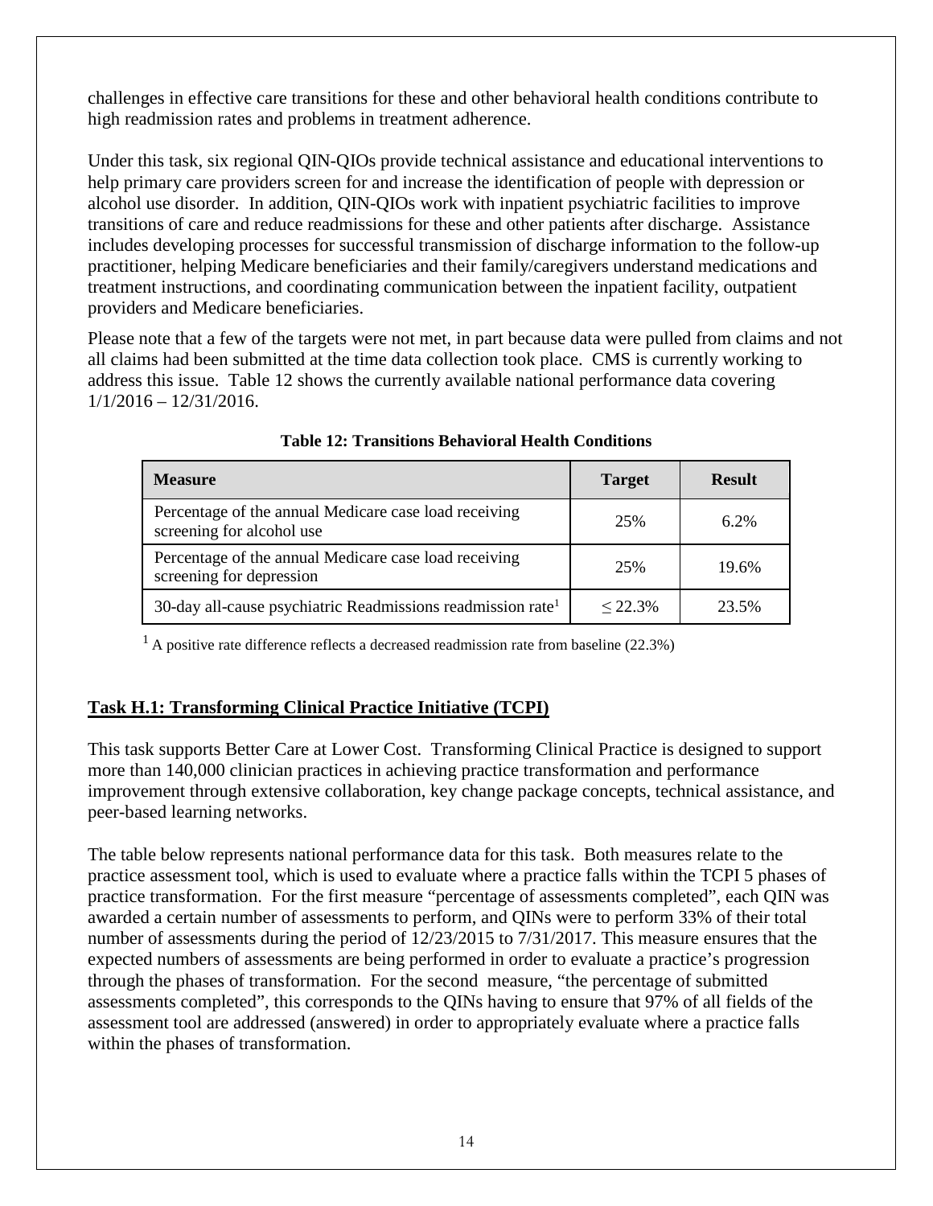challenges in effective care transitions for these and other behavioral health conditions contribute to high readmission rates and problems in treatment adherence.

Under this task, six regional QIN-QIOs provide technical assistance and educational interventions to help primary care providers screen for and increase the identification of people with depression or alcohol use disorder. In addition, QIN-QIOs work with inpatient psychiatric facilities to improve transitions of care and reduce readmissions for these and other patients after discharge. Assistance includes developing processes for successful transmission of discharge information to the follow-up practitioner, helping Medicare beneficiaries and their family/caregivers understand medications and treatment instructions, and coordinating communication between the inpatient facility, outpatient providers and Medicare beneficiaries.

Please note that a few of the targets were not met, in part because data were pulled from claims and not all claims had been submitted at the time data collection took place. CMS is currently working to address this issue. Table 12 shows the currently available national performance data covering 1/1/2016 – 12/31/2016.

**Table 12: Transitions Behavioral Health Conditions**

| Measure | Target | Result |
|---|---|---|
| Percentage of the annual Medicare case load receiving screening for alcohol use | 25% | 6.2% |
| Percentage of the annual Medicare case load receiving screening for depression | 25% | 19.6% |
| 30-day all-cause psychiatric Readmissions readmission rate[1] | ≤ 22.3% | 23.5% |

[1] A positive rate difference reflects a decreased readmission rate from baseline (22.3%)

## Task H.1: Transforming Clinical Practice Initiative (TCPI)

This task supports Better Care at Lower Cost. Transforming Clinical Practice is designed to support more than 140,000 clinician practices in achieving practice transformation and performance improvement through extensive collaboration, key change package concepts, technical assistance, and peer-based learning networks.

The table below represents national performance data for this task. Both measures relate to the practice assessment tool, which is used to evaluate where a practice falls within the TCPI 5 phases of practice transformation. For the first measure "percentage of assessments completed", each QIN was awarded a certain number of assessments to perform, and QINs were to perform 33% of their total number of assessments during the period of 12/23/2015 to 7/31/2017. This measure ensures that the expected numbers of assessments are being performed in order to evaluate a practice's progression through the phases of transformation. For the second measure, "the percentage of submitted assessments completed", this corresponds to the QINs having to ensure that 97% of all fields of the assessment tool are addressed (answered) in order to appropriately evaluate where a practice falls within the phases of transformation.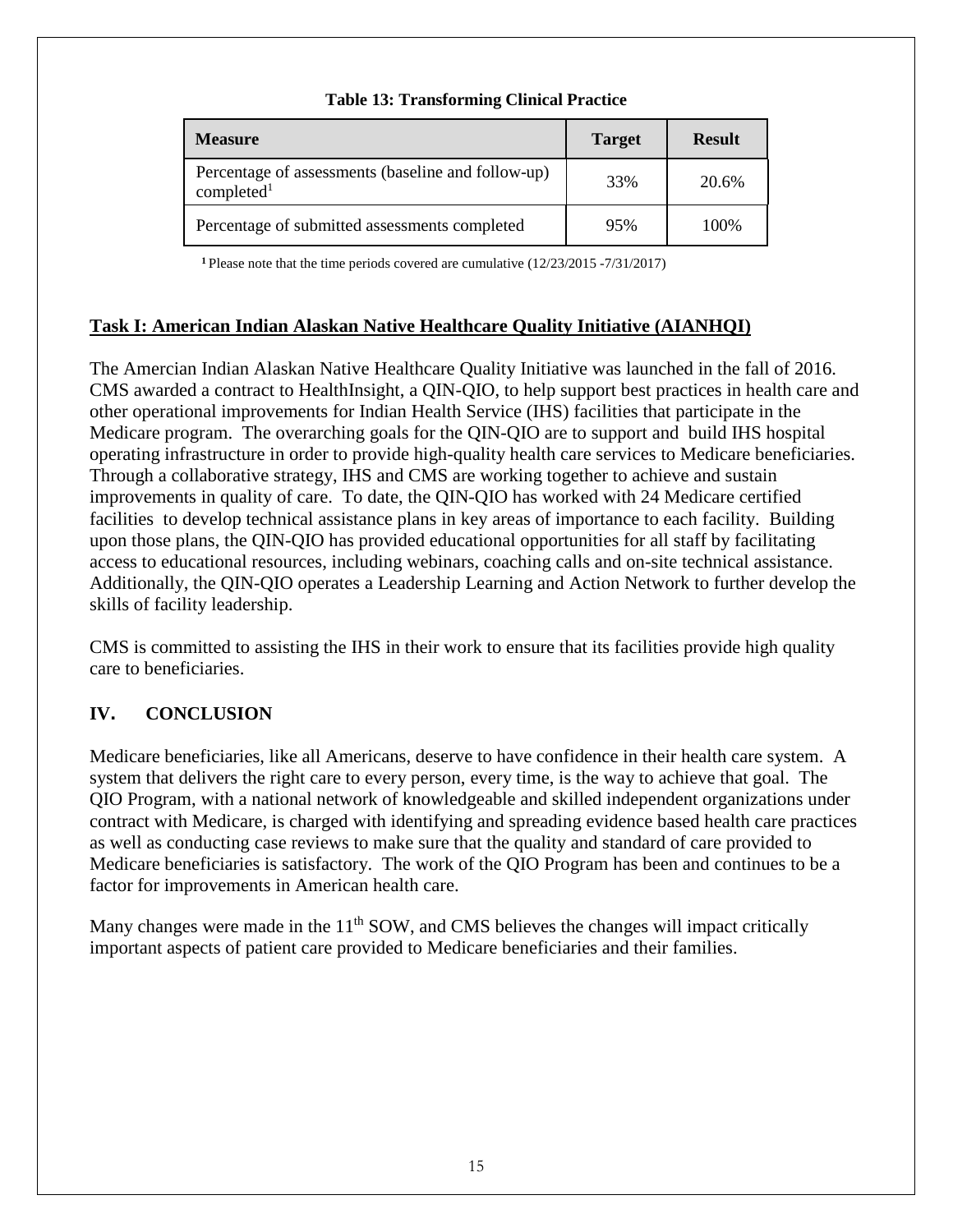**Table 13: Transforming Clinical Practice**

| Measure | Target | Result |
|---|---|---|
| Percentage of assessments (baseline and follow-up) completed[1] | 33% | 20.6% |
| Percentage of submitted assessments completed | 95% | 100% |

[1] Please note that the time periods covered are cumulative (12/23/2015 -7/31/2017)

**Task I: American Indian Alaskan Native Healthcare Quality Initiative (AIANHQI)**

The Amercian Indian Alaskan Native Healthcare Quality Initiative was launched in the fall of 2016. CMS awarded a contract to HealthInsight, a QIN-QIO, to help support best practices in health care and other operational improvements for Indian Health Service (IHS) facilities that participate in the Medicare program. The overarching goals for the QIN-QIO are to support and build IHS hospital operating infrastructure in order to provide high-quality health care services to Medicare beneficiaries. Through a collaborative strategy, IHS and CMS are working together to achieve and sustain improvements in quality of care. To date, the QIN-QIO has worked with 24 Medicare certified facilities to develop technical assistance plans in key areas of importance to each facility. Building upon those plans, the QIN-QIO has provided educational opportunities for all staff by facilitating access to educational resources, including webinars, coaching calls and on-site technical assistance. Additionally, the QIN-QIO operates a Leadership Learning and Action Network to further develop the skills of facility leadership.

CMS is committed to assisting the IHS in their work to ensure that its facilities provide high quality care to beneficiaries.

## IV. CONCLUSION

Medicare beneficiaries, like all Americans, deserve to have confidence in their health care system. A system that delivers the right care to every person, every time, is the way to achieve that goal. The QIO Program, with a national network of knowledgeable and skilled independent organizations under contract with Medicare, is charged with identifying and spreading evidence based health care practices as well as conducting case reviews to make sure that the quality and standard of care provided to Medicare beneficiaries is satisfactory. The work of the QIO Program has been and continues to be a factor for improvements in American health care.

Many changes were made in the 11th SOW, and CMS believes the changes will impact critically important aspects of patient care provided to Medicare beneficiaries and their families.